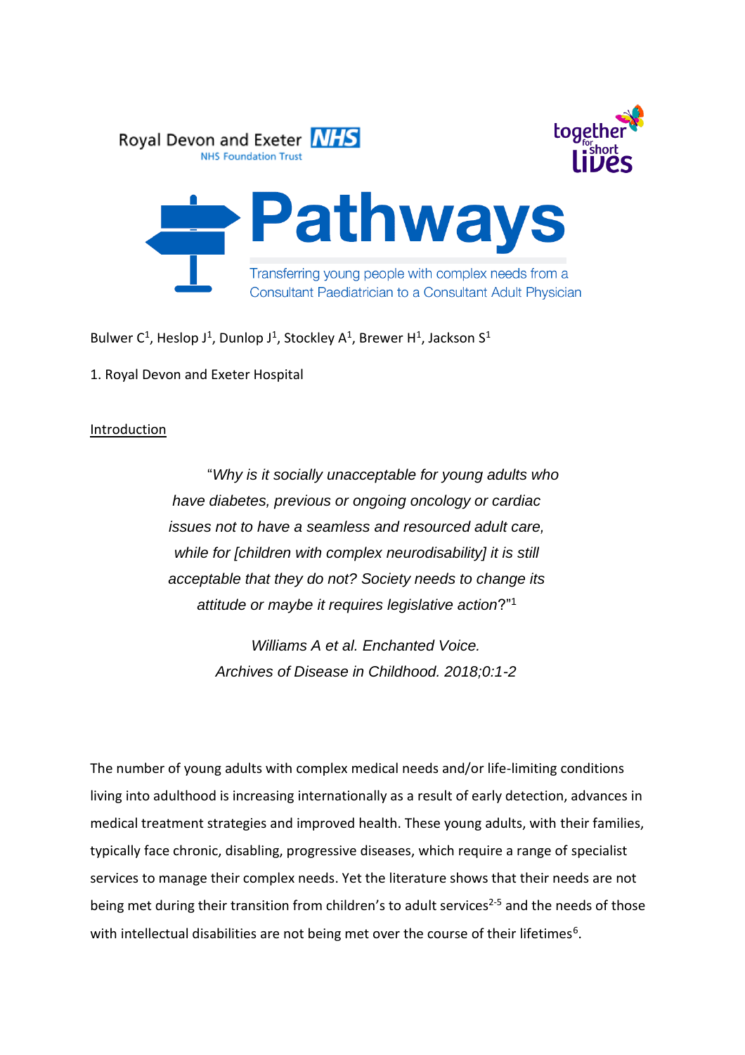Royal Devon and Exeter NHS

NHS Foundation Trust

together for short lives

# Pathways

Transferring young people with complex needs from a Consultant Paediatrician to a Consultant Adult Physician

Bulwer C[1], Heslop J[1], Dunlop J[1], Stockley A[1], Brewer H[1], Jackson S[1]

1. Royal Devon and Exeter Hospital

## Introduction

> "*Why is it socially unacceptable for young adults who have diabetes, previous or ongoing oncology or cardiac issues not to have a seamless and resourced adult care, while for [children with complex neurodisability] it is still acceptable that they do not? Society needs to change its attitude or maybe it requires legislative action*?"[1]
>
> *Williams A et al. Enchanted Voice. Archives of Disease in Childhood. 2018;0:1-2*

The number of young adults with complex medical needs and/or life-limiting conditions living into adulthood is increasing internationally as a result of early detection, advances in medical treatment strategies and improved health. These young adults, with their families, typically face chronic, disabling, progressive diseases, which require a range of specialist services to manage their complex needs. Yet the literature shows that their needs are not being met during their transition from children's to adult services[2-5] and the needs of those with intellectual disabilities are not being met over the course of their lifetimes[6].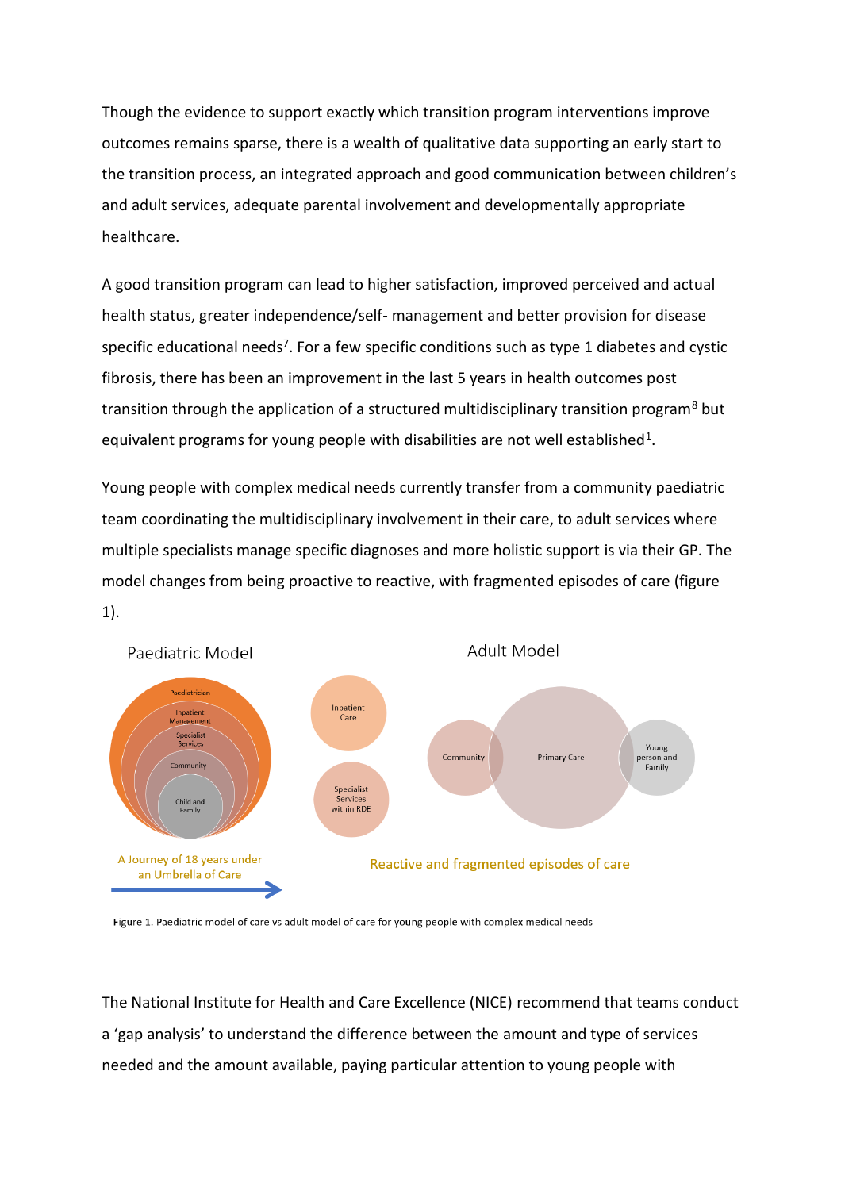Though the evidence to support exactly which transition program interventions improve outcomes remains sparse, there is a wealth of qualitative data supporting an early start to the transition process, an integrated approach and good communication between children's and adult services, adequate parental involvement and developmentally appropriate healthcare.

A good transition program can lead to higher satisfaction, improved perceived and actual health status, greater independence/self- management and better provision for disease specific educational needs[7]. For a few specific conditions such as type 1 diabetes and cystic fibrosis, there has been an improvement in the last 5 years in health outcomes post transition through the application of a structured multidisciplinary transition program[8] but equivalent programs for young people with disabilities are not well established[1].

Young people with complex medical needs currently transfer from a community paediatric team coordinating the multidisciplinary involvement in their care, to adult services where multiple specialists manage specific diagnoses and more holistic support is via their GP. The model changes from being proactive to reactive, with fragmented episodes of care (figure 1).

Paediatric Model

Paediatrician; Inpatient Management; Specialist Services; Community; Child and Family

A Journey of 18 years under an Umbrella of Care

Adult Model

Inpatient Care; Specialist Services within RDE; Community; Primary Care; Young person and Family

Reactive and fragmented episodes of care

Figure 1. Paediatric model of care vs adult model of care for young people with complex medical needs

The National Institute for Health and Care Excellence (NICE) recommend that teams conduct a 'gap analysis' to understand the difference between the amount and type of services needed and the amount available, paying particular attention to young people with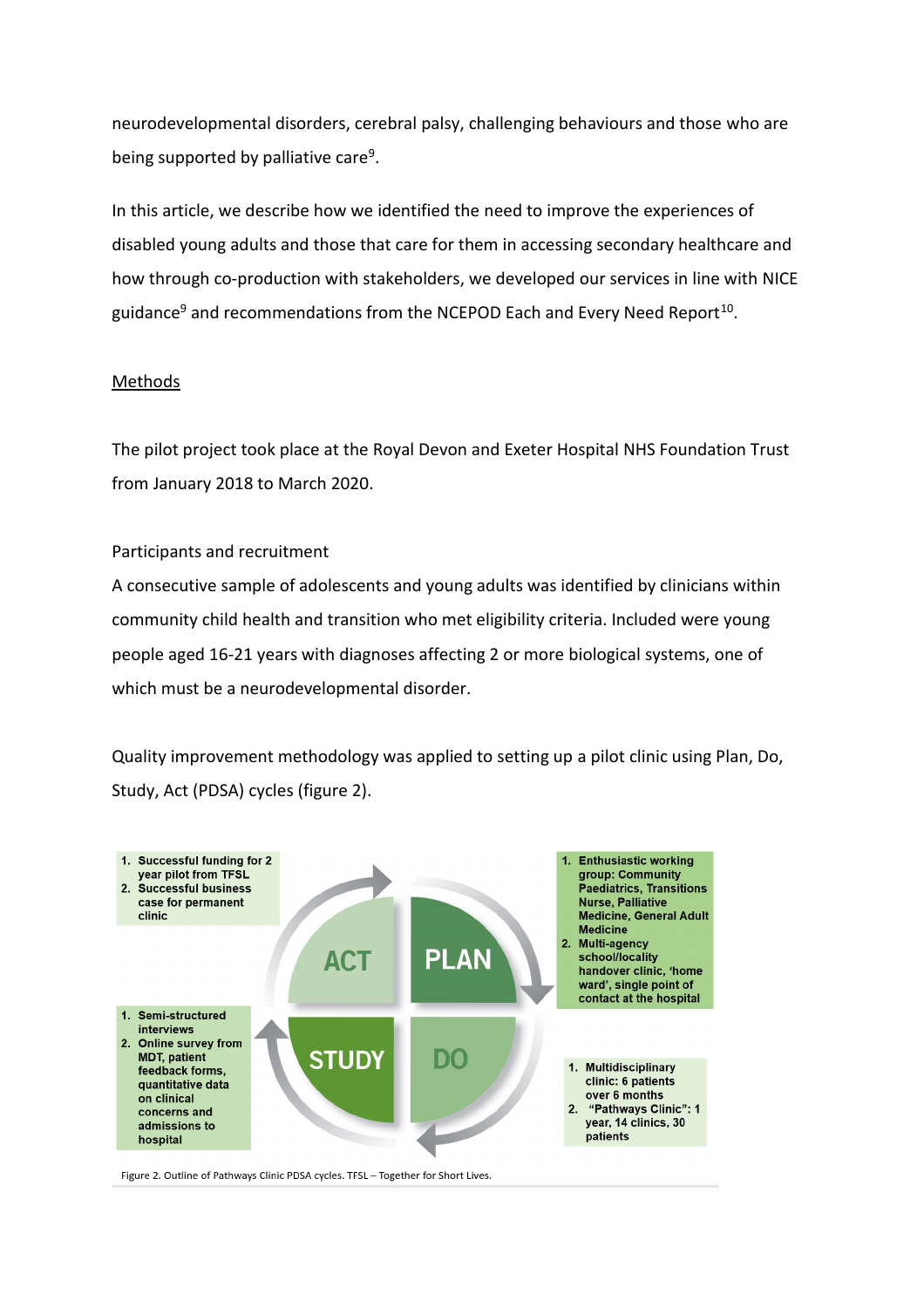neurodevelopmental disorders, cerebral palsy, challenging behaviours and those who are being supported by palliative care[9].

In this article, we describe how we identified the need to improve the experiences of disabled young adults and those that care for them in accessing secondary healthcare and how through co-production with stakeholders, we developed our services in line with NICE guidance[9] and recommendations from the NCEPOD Each and Every Need Report[10].

## Methods

The pilot project took place at the Royal Devon and Exeter Hospital NHS Foundation Trust from January 2018 to March 2020.

### Participants and recruitment

A consecutive sample of adolescents and young adults was identified by clinicians within community child health and transition who met eligibility criteria. Included were young people aged 16-21 years with diagnoses affecting 2 or more biological systems, one of which must be a neurodevelopmental disorder.

Quality improvement methodology was applied to setting up a pilot clinic using Plan, Do, Study, Act (PDSA) cycles (figure 2).

**PLAN**
1. Enthusiastic working group: Community Paediatrics, Transitions Nurse, Palliative Medicine, General Adult Medicine
2. Multi-agency school/locality handover clinic, 'home ward', single point of contact at the hospital

**DO**
1. Multidisciplinary clinic: 6 patients over 6 months
2. "Pathways Clinic": 1 year, 14 clinics, 30 patients

**STUDY**
1. Semi-structured interviews
2. Online survey from MDT, patient feedback forms, quantitative data on clinical concerns and admissions to hospital

**ACT**
1. Successful funding for 2 year pilot from TFSL
2. Successful business case for permanent clinic

Figure 2. Outline of Pathways Clinic PDSA cycles. TFSL – Together for Short Lives.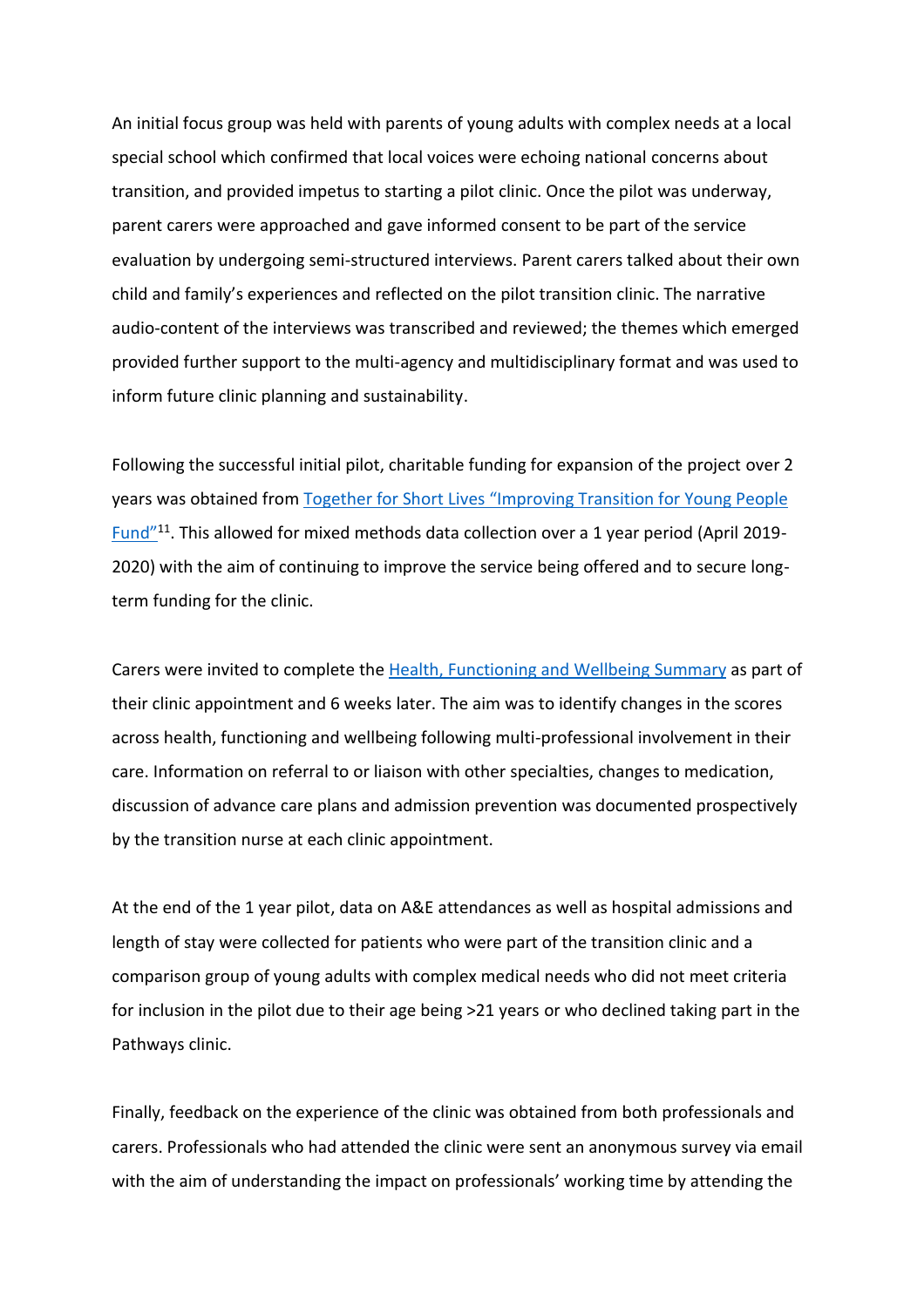An initial focus group was held with parents of young adults with complex needs at a local special school which confirmed that local voices were echoing national concerns about transition, and provided impetus to starting a pilot clinic. Once the pilot was underway, parent carers were approached and gave informed consent to be part of the service evaluation by undergoing semi-structured interviews. Parent carers talked about their own child and family's experiences and reflected on the pilot transition clinic. The narrative audio-content of the interviews was transcribed and reviewed; the themes which emerged provided further support to the multi-agency and multidisciplinary format and was used to inform future clinic planning and sustainability.

Following the successful initial pilot, charitable funding for expansion of the project over 2 years was obtained from Together for Short Lives "Improving Transition for Young People Fund"[11]. This allowed for mixed methods data collection over a 1 year period (April 2019-2020) with the aim of continuing to improve the service being offered and to secure long-term funding for the clinic.

Carers were invited to complete the Health, Functioning and Wellbeing Summary as part of their clinic appointment and 6 weeks later. The aim was to identify changes in the scores across health, functioning and wellbeing following multi-professional involvement in their care. Information on referral to or liaison with other specialties, changes to medication, discussion of advance care plans and admission prevention was documented prospectively by the transition nurse at each clinic appointment.

At the end of the 1 year pilot, data on A&E attendances as well as hospital admissions and length of stay were collected for patients who were part of the transition clinic and a comparison group of young adults with complex medical needs who did not meet criteria for inclusion in the pilot due to their age being >21 years or who declined taking part in the Pathways clinic.

Finally, feedback on the experience of the clinic was obtained from both professionals and carers. Professionals who had attended the clinic were sent an anonymous survey via email with the aim of understanding the impact on professionals' working time by attending the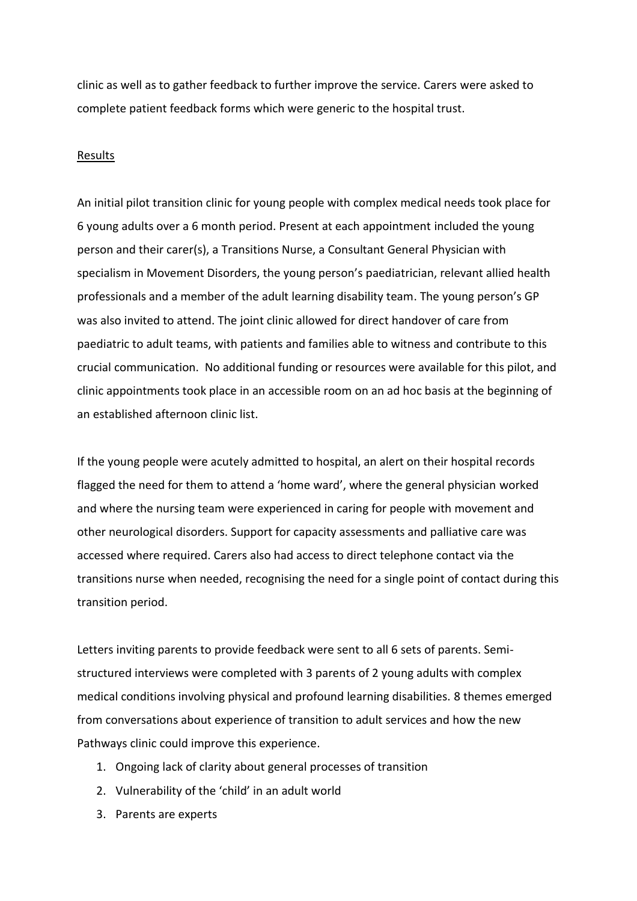clinic as well as to gather feedback to further improve the service. Carers were asked to complete patient feedback forms which were generic to the hospital trust.

## Results

An initial pilot transition clinic for young people with complex medical needs took place for 6 young adults over a 6 month period. Present at each appointment included the young person and their carer(s), a Transitions Nurse, a Consultant General Physician with specialism in Movement Disorders, the young person's paediatrician, relevant allied health professionals and a member of the adult learning disability team. The young person's GP was also invited to attend. The joint clinic allowed for direct handover of care from paediatric to adult teams, with patients and families able to witness and contribute to this crucial communication. No additional funding or resources were available for this pilot, and clinic appointments took place in an accessible room on an ad hoc basis at the beginning of an established afternoon clinic list.

If the young people were acutely admitted to hospital, an alert on their hospital records flagged the need for them to attend a 'home ward', where the general physician worked and where the nursing team were experienced in caring for people with movement and other neurological disorders. Support for capacity assessments and palliative care was accessed where required. Carers also had access to direct telephone contact via the transitions nurse when needed, recognising the need for a single point of contact during this transition period.

Letters inviting parents to provide feedback were sent to all 6 sets of parents. Semi-structured interviews were completed with 3 parents of 2 young adults with complex medical conditions involving physical and profound learning disabilities. 8 themes emerged from conversations about experience of transition to adult services and how the new Pathways clinic could improve this experience.

1. Ongoing lack of clarity about general processes of transition
2. Vulnerability of the 'child' in an adult world
3. Parents are experts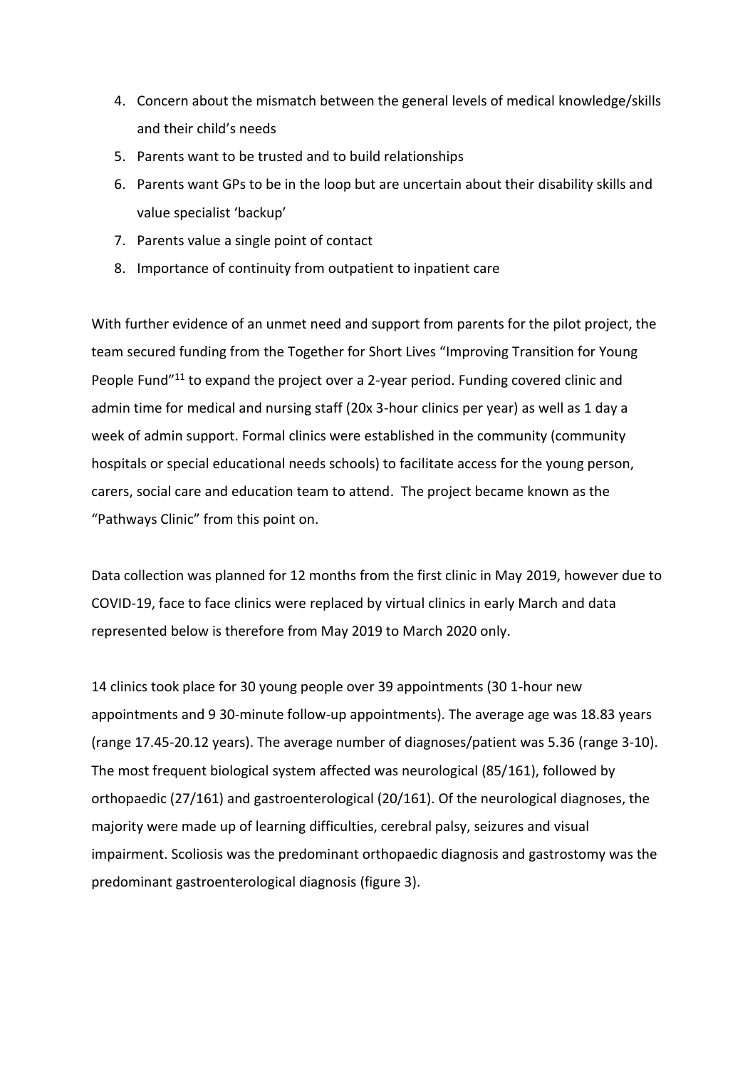4. Concern about the mismatch between the general levels of medical knowledge/skills and their child's needs
5. Parents want to be trusted and to build relationships
6. Parents want GPs to be in the loop but are uncertain about their disability skills and value specialist 'backup'
7. Parents value a single point of contact
8. Importance of continuity from outpatient to inpatient care

With further evidence of an unmet need and support from parents for the pilot project, the team secured funding from the Together for Short Lives "Improving Transition for Young People Fund"[11] to expand the project over a 2-year period. Funding covered clinic and admin time for medical and nursing staff (20x 3-hour clinics per year) as well as 1 day a week of admin support. Formal clinics were established in the community (community hospitals or special educational needs schools) to facilitate access for the young person, carers, social care and education team to attend. The project became known as the "Pathways Clinic" from this point on.

Data collection was planned for 12 months from the first clinic in May 2019, however due to COVID-19, face to face clinics were replaced by virtual clinics in early March and data represented below is therefore from May 2019 to March 2020 only.

14 clinics took place for 30 young people over 39 appointments (30 1-hour new appointments and 9 30-minute follow-up appointments). The average age was 18.83 years (range 17.45-20.12 years). The average number of diagnoses/patient was 5.36 (range 3-10). The most frequent biological system affected was neurological (85/161), followed by orthopaedic (27/161) and gastroenterological (20/161). Of the neurological diagnoses, the majority were made up of learning difficulties, cerebral palsy, seizures and visual impairment. Scoliosis was the predominant orthopaedic diagnosis and gastrostomy was the predominant gastroenterological diagnosis (figure 3).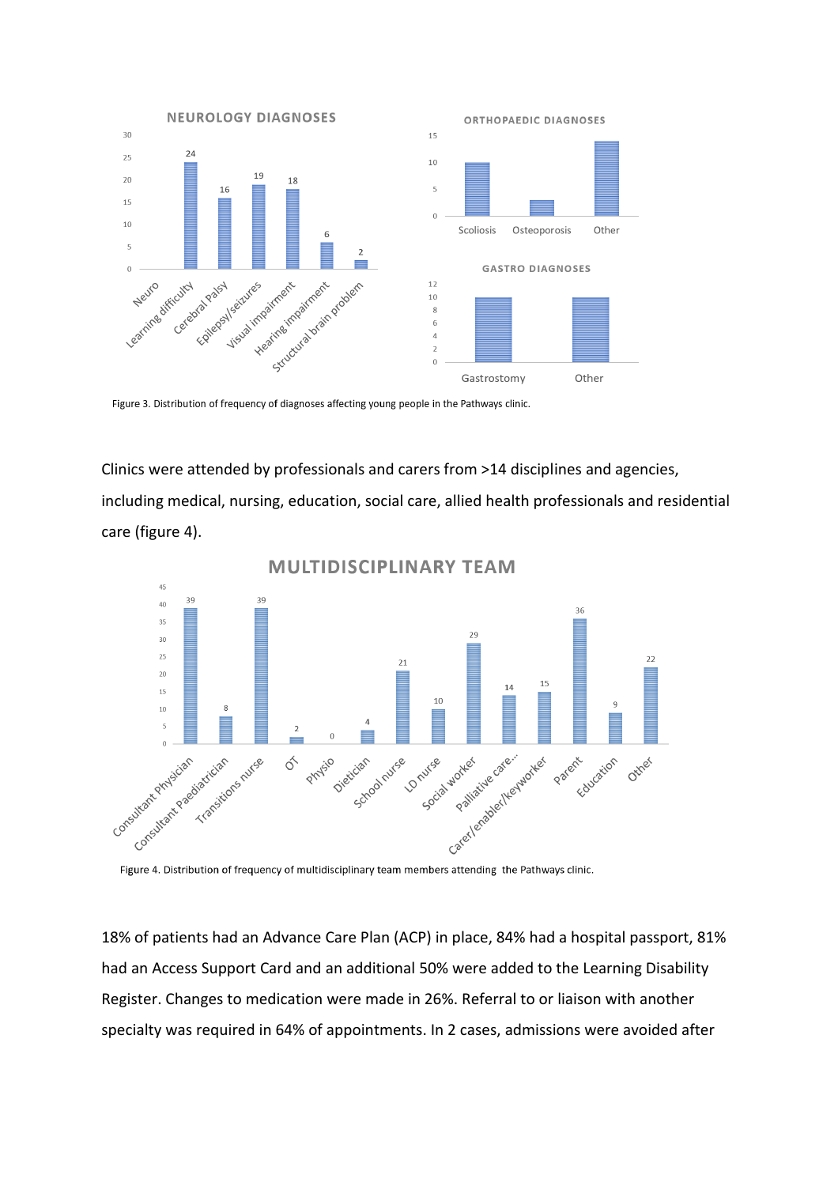Figure 3. Distribution of frequency of diagnoses affecting young people in the Pathways clinic.

Clinics were attended by professionals and carers from >14 disciplines and agencies, including medical, nursing, education, social care, allied health professionals and residential care (figure 4).

Figure 4. Distribution of frequency of multidisciplinary team members attending the Pathways clinic.

18% of patients had an Advance Care Plan (ACP) in place, 84% had a hospital passport, 81% had an Access Support Card and an additional 50% were added to the Learning Disability Register. Changes to medication were made in 26%. Referral to or liaison with another specialty was required in 64% of appointments. In 2 cases, admissions were avoided after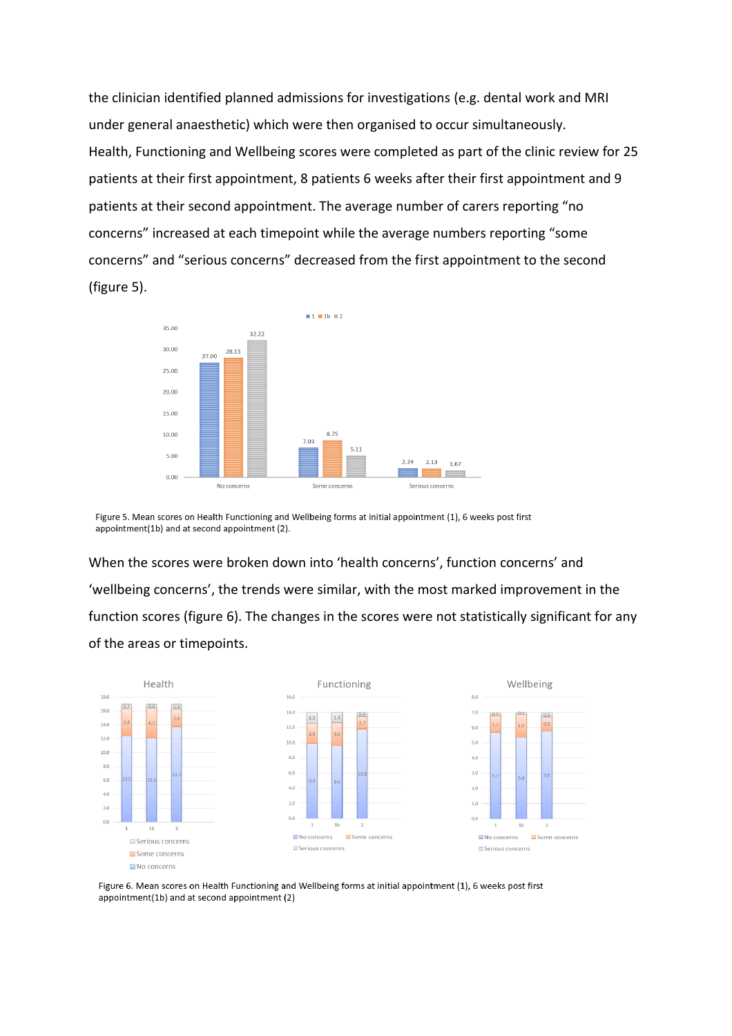the clinician identified planned admissions for investigations (e.g. dental work and MRI under general anaesthetic) which were then organised to occur simultaneously.

Health, Functioning and Wellbeing scores were completed as part of the clinic review for 25 patients at their first appointment, 8 patients 6 weeks after their first appointment and 9 patients at their second appointment. The average number of carers reporting “no concerns” increased at each timepoint while the average numbers reporting “some concerns” and “serious concerns” decreased from the first appointment to the second (figure 5).

Figure 5. Mean scores on Health Functioning and Wellbeing forms at initial appointment (1), 6 weeks post first appointment(1b) and at second appointment (2).

When the scores were broken down into ‘health concerns’, function concerns’ and ‘wellbeing concerns’, the trends were similar, with the most marked improvement in the function scores (figure 6). The changes in the scores were not statistically significant for any of the areas or timepoints.

Figure 6. Mean scores on Health Functioning and Wellbeing forms at initial appointment (1), 6 weeks post first appointment(1b) and at second appointment (2)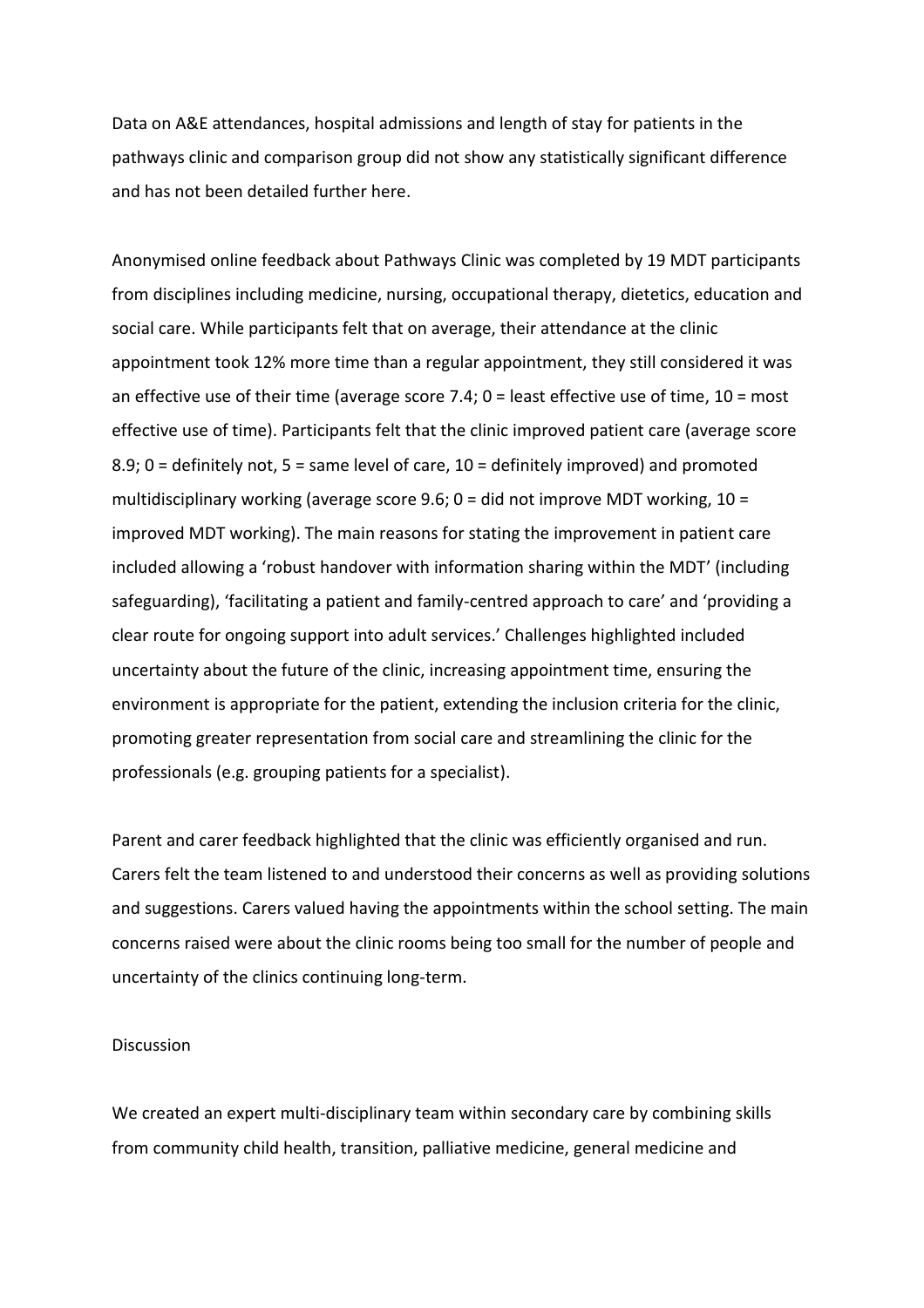Data on A&E attendances, hospital admissions and length of stay for patients in the pathways clinic and comparison group did not show any statistically significant difference and has not been detailed further here.

Anonymised online feedback about Pathways Clinic was completed by 19 MDT participants from disciplines including medicine, nursing, occupational therapy, dietetics, education and social care. While participants felt that on average, their attendance at the clinic appointment took 12% more time than a regular appointment, they still considered it was an effective use of their time (average score 7.4; 0 = least effective use of time, 10 = most effective use of time). Participants felt that the clinic improved patient care (average score 8.9; 0 = definitely not, 5 = same level of care, 10 = definitely improved) and promoted multidisciplinary working (average score 9.6; 0 = did not improve MDT working, 10 = improved MDT working). The main reasons for stating the improvement in patient care included allowing a 'robust handover with information sharing within the MDT' (including safeguarding), 'facilitating a patient and family-centred approach to care' and 'providing a clear route for ongoing support into adult services.' Challenges highlighted included uncertainty about the future of the clinic, increasing appointment time, ensuring the environment is appropriate for the patient, extending the inclusion criteria for the clinic, promoting greater representation from social care and streamlining the clinic for the professionals (e.g. grouping patients for a specialist).

Parent and carer feedback highlighted that the clinic was efficiently organised and run. Carers felt the team listened to and understood their concerns as well as providing solutions and suggestions. Carers valued having the appointments within the school setting. The main concerns raised were about the clinic rooms being too small for the number of people and uncertainty of the clinics continuing long-term.

## Discussion

We created an expert multi-disciplinary team within secondary care by combining skills from community child health, transition, palliative medicine, general medicine and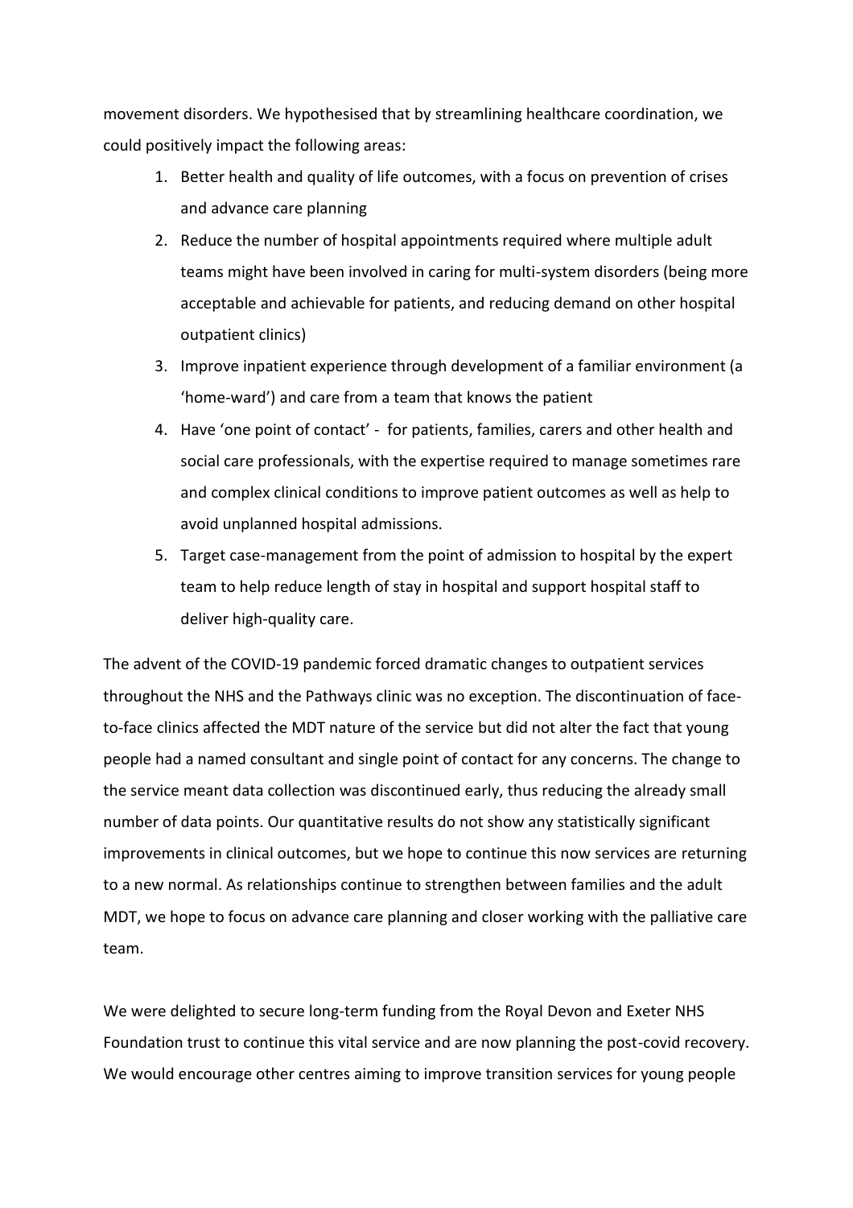movement disorders. We hypothesised that by streamlining healthcare coordination, we could positively impact the following areas:

1. Better health and quality of life outcomes, with a focus on prevention of crises and advance care planning
2. Reduce the number of hospital appointments required where multiple adult teams might have been involved in caring for multi-system disorders (being more acceptable and achievable for patients, and reducing demand on other hospital outpatient clinics)
3. Improve inpatient experience through development of a familiar environment (a 'home-ward') and care from a team that knows the patient
4. Have 'one point of contact' - for patients, families, carers and other health and social care professionals, with the expertise required to manage sometimes rare and complex clinical conditions to improve patient outcomes as well as help to avoid unplanned hospital admissions.
5. Target case-management from the point of admission to hospital by the expert team to help reduce length of stay in hospital and support hospital staff to deliver high-quality care.

The advent of the COVID-19 pandemic forced dramatic changes to outpatient services throughout the NHS and the Pathways clinic was no exception. The discontinuation of face-to-face clinics affected the MDT nature of the service but did not alter the fact that young people had a named consultant and single point of contact for any concerns. The change to the service meant data collection was discontinued early, thus reducing the already small number of data points. Our quantitative results do not show any statistically significant improvements in clinical outcomes, but we hope to continue this now services are returning to a new normal. As relationships continue to strengthen between families and the adult MDT, we hope to focus on advance care planning and closer working with the palliative care team.

We were delighted to secure long-term funding from the Royal Devon and Exeter NHS Foundation trust to continue this vital service and are now planning the post-covid recovery. We would encourage other centres aiming to improve transition services for young people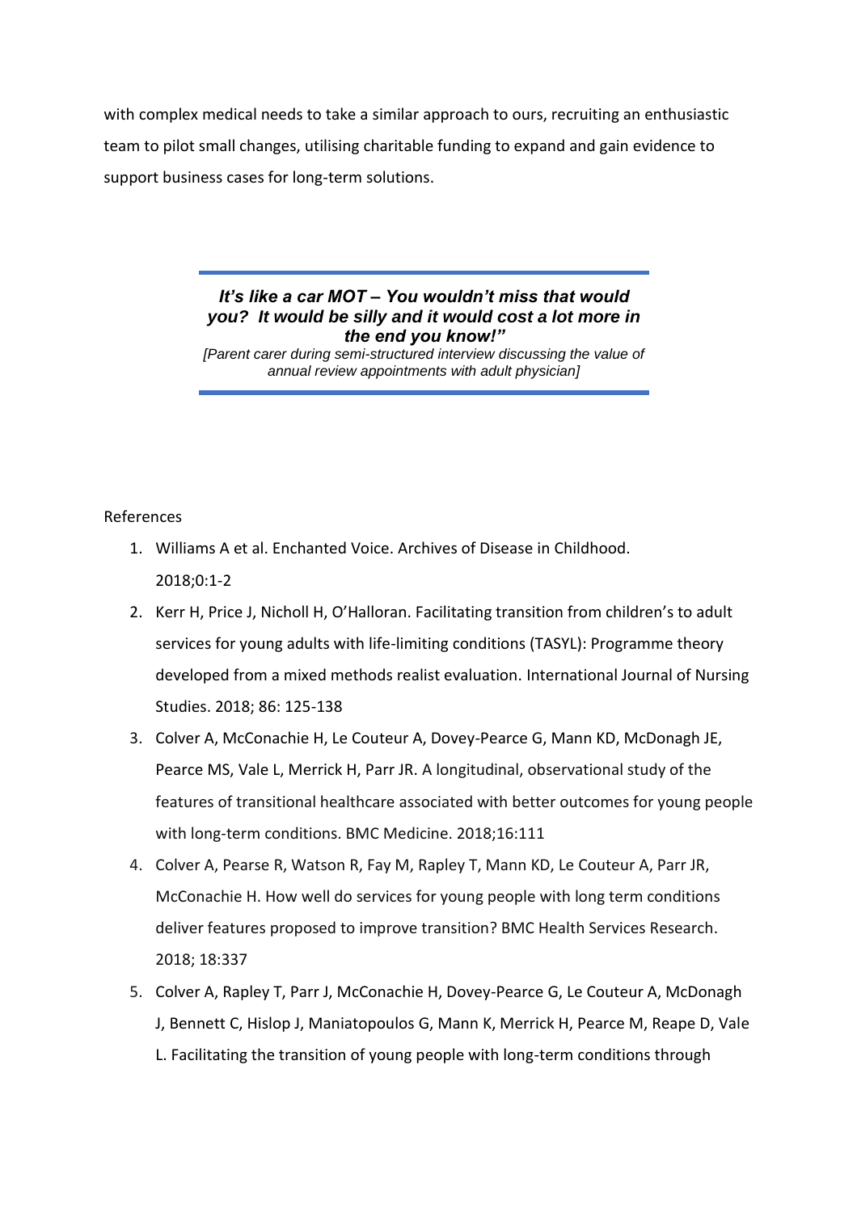with complex medical needs to take a similar approach to ours, recruiting an enthusiastic team to pilot small changes, utilising charitable funding to expand and gain evidence to support business cases for long-term solutions.

> ***It's like a car MOT – You wouldn't miss that would you? It would be silly and it would cost a lot more in the end you know!"***
>
> *[Parent carer during semi-structured interview discussing the value of annual review appointments with adult physician]*

References

1. Williams A et al. Enchanted Voice. Archives of Disease in Childhood. 2018;0:1-2
2. Kerr H, Price J, Nicholl H, O'Halloran. Facilitating transition from children's to adult services for young adults with life-limiting conditions (TASYL): Programme theory developed from a mixed methods realist evaluation. International Journal of Nursing Studies. 2018; 86: 125-138
3. Colver A, McConachie H, Le Couteur A, Dovey-Pearce G, Mann KD, McDonagh JE, Pearce MS, Vale L, Merrick H, Parr JR. A longitudinal, observational study of the features of transitional healthcare associated with better outcomes for young people with long-term conditions. BMC Medicine. 2018;16:111
4. Colver A, Pearse R, Watson R, Fay M, Rapley T, Mann KD, Le Couteur A, Parr JR, McConachie H. How well do services for young people with long term conditions deliver features proposed to improve transition? BMC Health Services Research. 2018; 18:337
5. Colver A, Rapley T, Parr J, McConachie H, Dovey-Pearce G, Le Couteur A, McDonagh J, Bennett C, Hislop J, Maniatopoulos G, Mann K, Merrick H, Pearce M, Reape D, Vale L. Facilitating the transition of young people with long-term conditions through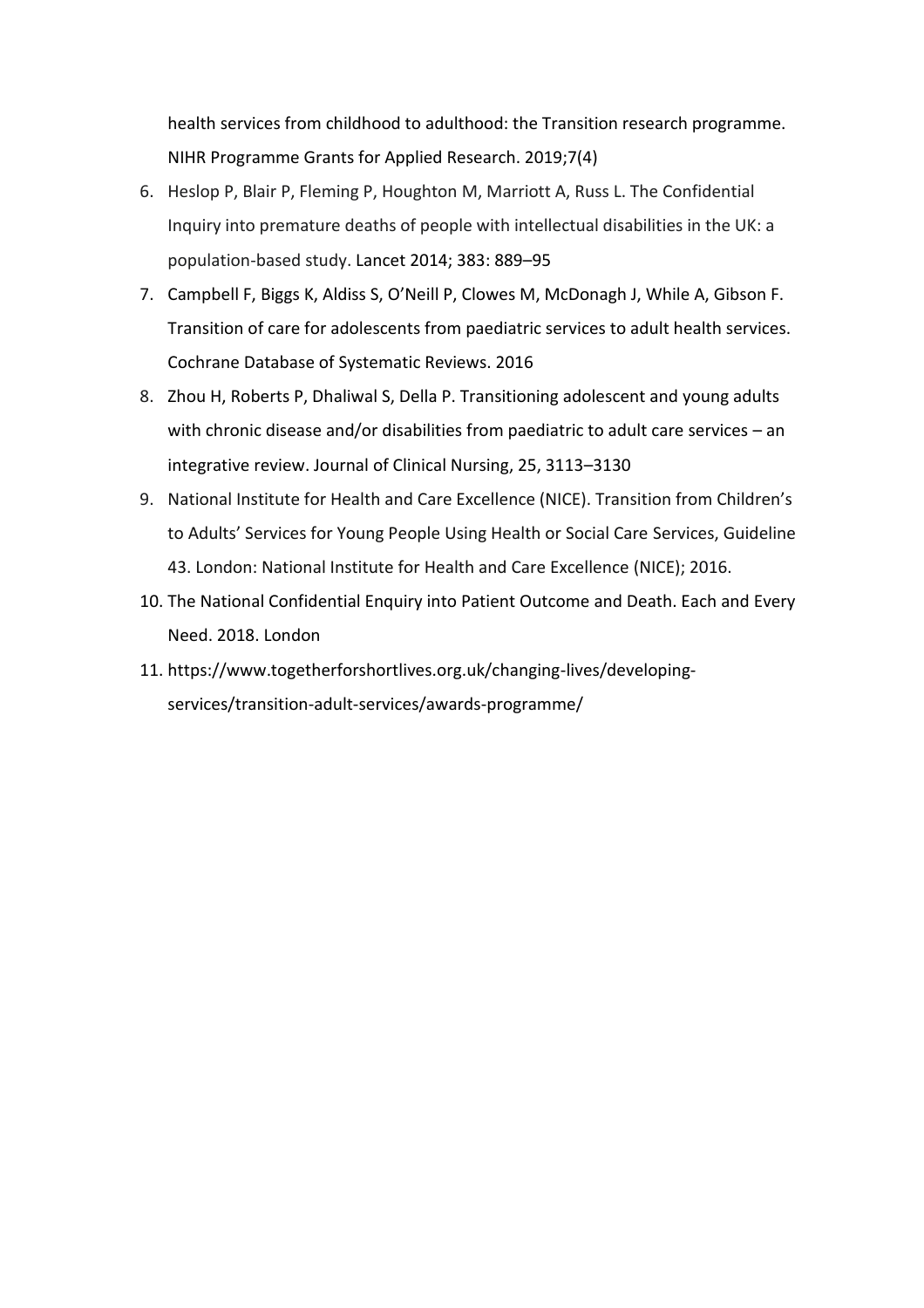health services from childhood to adulthood: the Transition research programme. NIHR Programme Grants for Applied Research. 2019;7(4)

6. Heslop P, Blair P, Fleming P, Houghton M, Marriott A, Russ L. The Confidential Inquiry into premature deaths of people with intellectual disabilities in the UK: a population-based study. Lancet 2014; 383: 889–95
7. Campbell F, Biggs K, Aldiss S, O'Neill P, Clowes M, McDonagh J, While A, Gibson F. Transition of care for adolescents from paediatric services to adult health services. Cochrane Database of Systematic Reviews. 2016
8. Zhou H, Roberts P, Dhaliwal S, Della P. Transitioning adolescent and young adults with chronic disease and/or disabilities from paediatric to adult care services – an integrative review. Journal of Clinical Nursing, 25, 3113–3130
9. National Institute for Health and Care Excellence (NICE). Transition from Children's to Adults' Services for Young People Using Health or Social Care Services, Guideline 43. London: National Institute for Health and Care Excellence (NICE); 2016.
10. The National Confidential Enquiry into Patient Outcome and Death. Each and Every Need. 2018. London
11. https://www.togetherforshortlives.org.uk/changing-lives/developing-services/transition-adult-services/awards-programme/